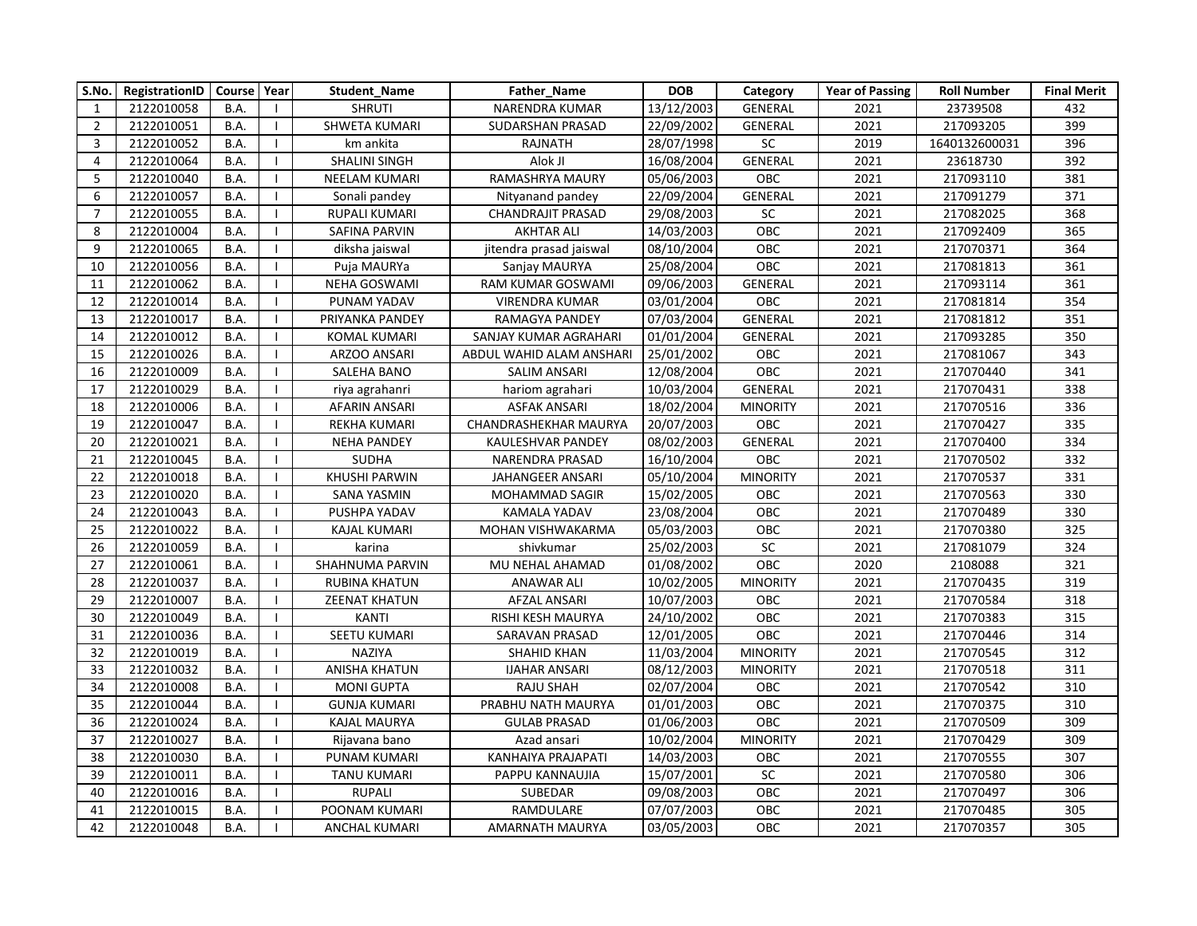| S.No. | RegistrationID | Course | Year | Student_Name | Father_Name | DOB | Category | Year of Passing | Roll Number | Final Merit |
|---|---|---|---|---|---|---|---|---|---|---|
| 1 | 2122010058 | B.A. | I | SHRUTI | NARENDRA KUMAR | 13/12/2003 | GENERAL | 2021 | 23739508 | 432 |
| 2 | 2122010051 | B.A. | I | SHWETA KUMARI | SUDARSHAN PRASAD | 22/09/2002 | GENERAL | 2021 | 217093205 | 399 |
| 3 | 2122010052 | B.A. | I | km ankita | RAJNATH | 28/07/1998 | SC | 2019 | 1640132600031 | 396 |
| 4 | 2122010064 | B.A. | I | SHALINI SINGH | Alok JI | 16/08/2004 | GENERAL | 2021 | 23618730 | 392 |
| 5 | 2122010040 | B.A. | I | NEELAM KUMARI | RAMASHRYA MAURY | 05/06/2003 | OBC | 2021 | 217093110 | 381 |
| 6 | 2122010057 | B.A. | I | Sonali pandey | Nityanand pandey | 22/09/2004 | GENERAL | 2021 | 217091279 | 371 |
| 7 | 2122010055 | B.A. | I | RUPALI KUMARI | CHANDRAJIT PRASAD | 29/08/2003 | SC | 2021 | 217082025 | 368 |
| 8 | 2122010004 | B.A. | I | SAFINA PARVIN | AKHTAR ALI | 14/03/2003 | OBC | 2021 | 217092409 | 365 |
| 9 | 2122010065 | B.A. | I | diksha jaiswal | jitendra prasad jaiswal | 08/10/2004 | OBC | 2021 | 217070371 | 364 |
| 10 | 2122010056 | B.A. | I | Puja MAURYa | Sanjay MAURYA | 25/08/2004 | OBC | 2021 | 217081813 | 361 |
| 11 | 2122010062 | B.A. | I | NEHA GOSWAMI | RAM KUMAR GOSWAMI | 09/06/2003 | GENERAL | 2021 | 217093114 | 361 |
| 12 | 2122010014 | B.A. | I | PUNAM YADAV | VIRENDRA KUMAR | 03/01/2004 | OBC | 2021 | 217081814 | 354 |
| 13 | 2122010017 | B.A. | I | PRIYANKA PANDEY | RAMAGYA PANDEY | 07/03/2004 | GENERAL | 2021 | 217081812 | 351 |
| 14 | 2122010012 | B.A. | I | KOMAL KUMARI | SANJAY KUMAR AGRAHARI | 01/01/2004 | GENERAL | 2021 | 217093285 | 350 |
| 15 | 2122010026 | B.A. | I | ARZOO ANSARI | ABDUL WAHID ALAM ANSHARI | 25/01/2002 | OBC | 2021 | 217081067 | 343 |
| 16 | 2122010009 | B.A. | I | SALEHA BANO | SALIM ANSARI | 12/08/2004 | OBC | 2021 | 217070440 | 341 |
| 17 | 2122010029 | B.A. | I | riya agrahanri | hariom agrahari | 10/03/2004 | GENERAL | 2021 | 217070431 | 338 |
| 18 | 2122010006 | B.A. | I | AFARIN ANSARI | ASFAK ANSARI | 18/02/2004 | MINORITY | 2021 | 217070516 | 336 |
| 19 | 2122010047 | B.A. | I | REKHA KUMARI | CHANDRASHEKHAR MAURYA | 20/07/2003 | OBC | 2021 | 217070427 | 335 |
| 20 | 2122010021 | B.A. | I | NEHA PANDEY | KAULESHVAR PANDEY | 08/02/2003 | GENERAL | 2021 | 217070400 | 334 |
| 21 | 2122010045 | B.A. | I | SUDHA | NARENDRA PRASAD | 16/10/2004 | OBC | 2021 | 217070502 | 332 |
| 22 | 2122010018 | B.A. | I | KHUSHI PARWIN | JAHANGEER ANSARI | 05/10/2004 | MINORITY | 2021 | 217070537 | 331 |
| 23 | 2122010020 | B.A. | I | SANA YASMIN | MOHAMMAD SAGIR | 15/02/2005 | OBC | 2021 | 217070563 | 330 |
| 24 | 2122010043 | B.A. | I | PUSHPA YADAV | KAMALA YADAV | 23/08/2004 | OBC | 2021 | 217070489 | 330 |
| 25 | 2122010022 | B.A. | I | KAJAL KUMARI | MOHAN VISHWAKARMA | 05/03/2003 | OBC | 2021 | 217070380 | 325 |
| 26 | 2122010059 | B.A. | I | karina | shivkumar | 25/02/2003 | SC | 2021 | 217081079 | 324 |
| 27 | 2122010061 | B.A. | I | SHAHNUMA PARVIN | MU NEHAL AHAMAD | 01/08/2002 | OBC | 2020 | 2108088 | 321 |
| 28 | 2122010037 | B.A. | I | RUBINA KHATUN | ANAWAR ALI | 10/02/2005 | MINORITY | 2021 | 217070435 | 319 |
| 29 | 2122010007 | B.A. | I | ZEENAT KHATUN | AFZAL ANSARI | 10/07/2003 | OBC | 2021 | 217070584 | 318 |
| 30 | 2122010049 | B.A. | I | KANTI | RISHI KESH MAURYA | 24/10/2002 | OBC | 2021 | 217070383 | 315 |
| 31 | 2122010036 | B.A. | I | SEETU KUMARI | SARAVAN PRASAD | 12/01/2005 | OBC | 2021 | 217070446 | 314 |
| 32 | 2122010019 | B.A. | I | NAZIYA | SHAHID KHAN | 11/03/2004 | MINORITY | 2021 | 217070545 | 312 |
| 33 | 2122010032 | B.A. | I | ANISHA KHATUN | IJAHAR ANSARI | 08/12/2003 | MINORITY | 2021 | 217070518 | 311 |
| 34 | 2122010008 | B.A. | I | MONI GUPTA | RAJU SHAH | 02/07/2004 | OBC | 2021 | 217070542 | 310 |
| 35 | 2122010044 | B.A. | I | GUNJA KUMARI | PRABHU NATH MAURYA | 01/01/2003 | OBC | 2021 | 217070375 | 310 |
| 36 | 2122010024 | B.A. | I | KAJAL MAURYA | GULAB PRASAD | 01/06/2003 | OBC | 2021 | 217070509 | 309 |
| 37 | 2122010027 | B.A. | I | Rijavana bano | Azad ansari | 10/02/2004 | MINORITY | 2021 | 217070429 | 309 |
| 38 | 2122010030 | B.A. | I | PUNAM KUMARI | KANHAIYA PRAJAPATI | 14/03/2003 | OBC | 2021 | 217070555 | 307 |
| 39 | 2122010011 | B.A. | I | TANU KUMARI | PAPPU KANNAUJIA | 15/07/2001 | SC | 2021 | 217070580 | 306 |
| 40 | 2122010016 | B.A. | I | RUPALI | SUBEDAR | 09/08/2003 | OBC | 2021 | 217070497 | 306 |
| 41 | 2122010015 | B.A. | I | POONAM KUMARI | RAMDULARE | 07/07/2003 | OBC | 2021 | 217070485 | 305 |
| 42 | 2122010048 | B.A. | I | ANCHAL KUMARI | AMARNATH MAURYA | 03/05/2003 | OBC | 2021 | 217070357 | 305 |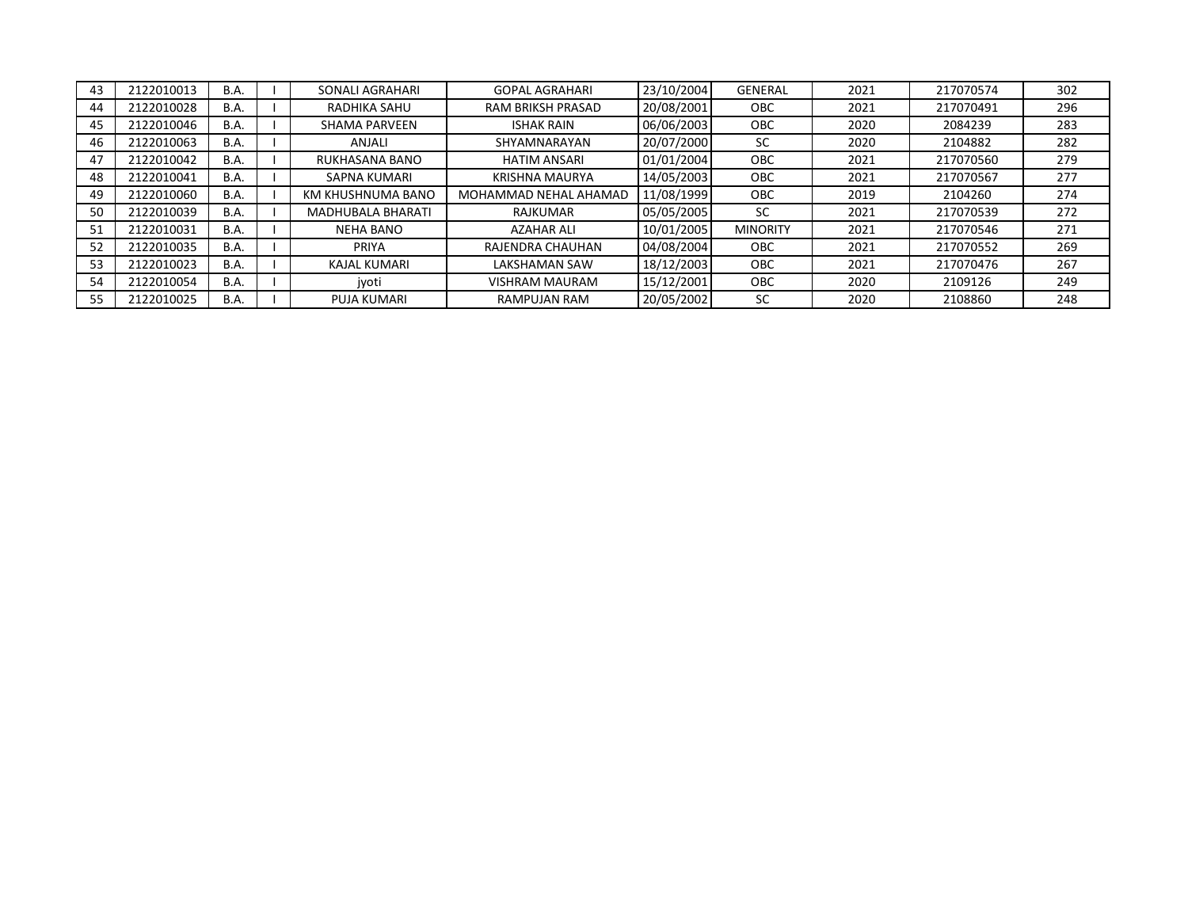| | | | | | | | | | | |
|---|---|---|---|---|---|---|---|---|---|---|
| 43 | 2122010013 | B.A. | I | SONALI AGRAHARI | GOPAL AGRAHARI | 23/10/2004 | GENERAL | 2021 | 217070574 | 302 |
| 44 | 2122010028 | B.A. | I | RADHIKA SAHU | RAM BRIKSH PRASAD | 20/08/2001 | OBC | 2021 | 217070491 | 296 |
| 45 | 2122010046 | B.A. | I | SHAMA PARVEEN | ISHAK RAIN | 06/06/2003 | OBC | 2020 | 2084239 | 283 |
| 46 | 2122010063 | B.A. | I | ANJALI | SHYAMNARAYAN | 20/07/2000 | SC | 2020 | 2104882 | 282 |
| 47 | 2122010042 | B.A. | I | RUKHASANA BANO | HATIM ANSARI | 01/01/2004 | OBC | 2021 | 217070560 | 279 |
| 48 | 2122010041 | B.A. | I | SAPNA KUMARI | KRISHNA MAURYA | 14/05/2003 | OBC | 2021 | 217070567 | 277 |
| 49 | 2122010060 | B.A. | I | KM KHUSHNUMA BANO | MOHAMMAD NEHAL AHAMAD | 11/08/1999 | OBC | 2019 | 2104260 | 274 |
| 50 | 2122010039 | B.A. | I | MADHUBALA BHARATI | RAJKUMAR | 05/05/2005 | SC | 2021 | 217070539 | 272 |
| 51 | 2122010031 | B.A. | I | NEHA BANO | AZAHAR ALI | 10/01/2005 | MINORITY | 2021 | 217070546 | 271 |
| 52 | 2122010035 | B.A. | I | PRIYA | RAJENDRA CHAUHAN | 04/08/2004 | OBC | 2021 | 217070552 | 269 |
| 53 | 2122010023 | B.A. | I | KAJAL KUMARI | LAKSHAMAN SAW | 18/12/2003 | OBC | 2021 | 217070476 | 267 |
| 54 | 2122010054 | B.A. | I | jyoti | VISHRAM MAURAM | 15/12/2001 | OBC | 2020 | 2109126 | 249 |
| 55 | 2122010025 | B.A. | I | PUJA KUMARI | RAMPUJAN RAM | 20/05/2002 | SC | 2020 | 2108860 | 248 |